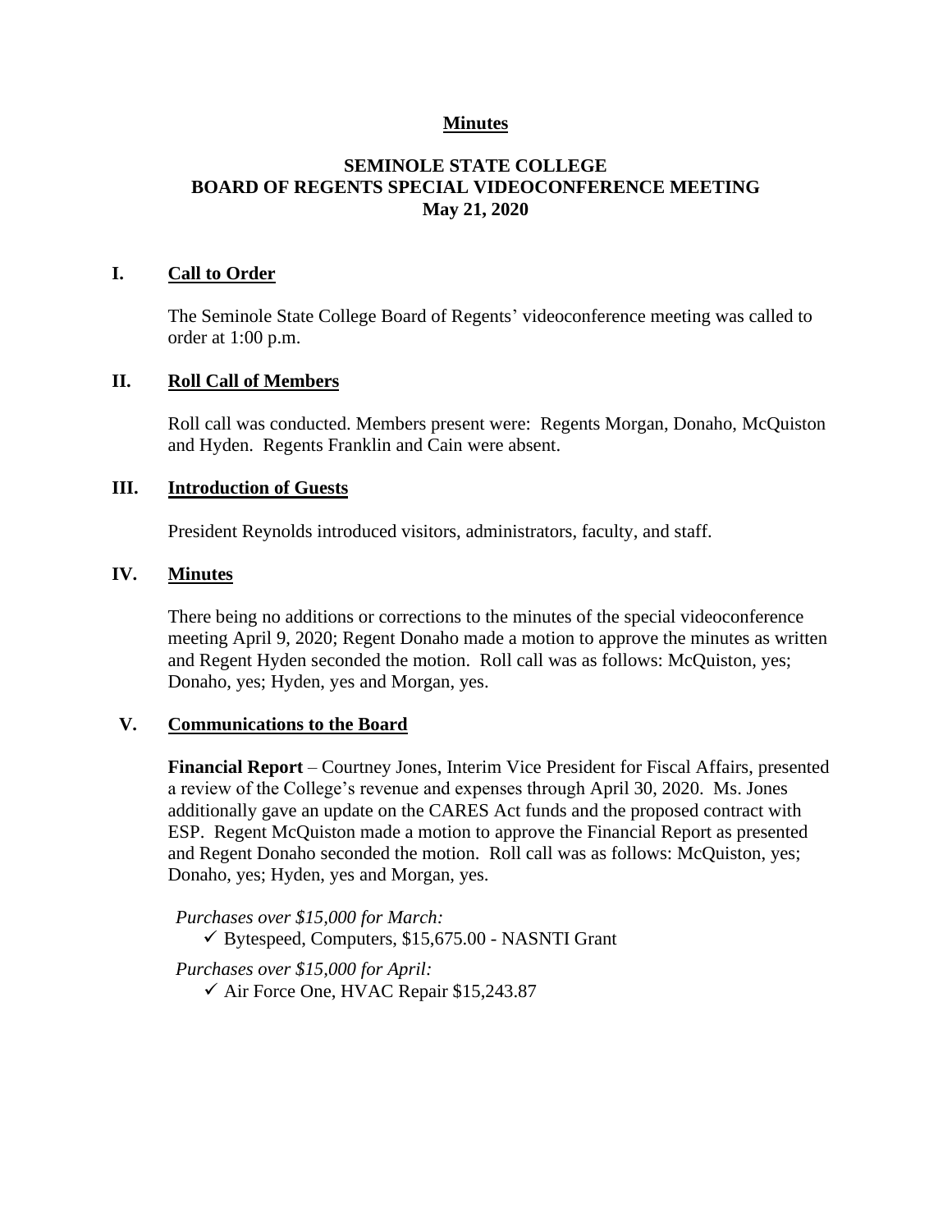**Minutes**

# SEMINOLE STATE COLLEGE
# BOARD OF REGENTS SPECIAL VIDEOCONFERENCE MEETING
**May 21, 2020**

## I. Call to Order

The Seminole State College Board of Regents' videoconference meeting was called to order at 1:00 p.m.

## II. Roll Call of Members

Roll call was conducted. Members present were: Regents Morgan, Donaho, McQuiston and Hyden. Regents Franklin and Cain were absent.

## III. Introduction of Guests

President Reynolds introduced visitors, administrators, faculty, and staff.

## IV. Minutes

There being no additions or corrections to the minutes of the special videoconference meeting April 9, 2020; Regent Donaho made a motion to approve the minutes as written and Regent Hyden seconded the motion. Roll call was as follows: McQuiston, yes; Donaho, yes; Hyden, yes and Morgan, yes.

## V. Communications to the Board

**Financial Report** – Courtney Jones, Interim Vice President for Fiscal Affairs, presented a review of the College's revenue and expenses through April 30, 2020. Ms. Jones additionally gave an update on the CARES Act funds and the proposed contract with ESP. Regent McQuiston made a motion to approve the Financial Report as presented and Regent Donaho seconded the motion. Roll call was as follows: McQuiston, yes; Donaho, yes; Hyden, yes and Morgan, yes.

*Purchases over $15,000 for March:*

- ✓ Bytespeed, Computers, $15,675.00 - NASNTI Grant

*Purchases over $15,000 for April:*

- ✓ Air Force One, HVAC Repair $15,243.87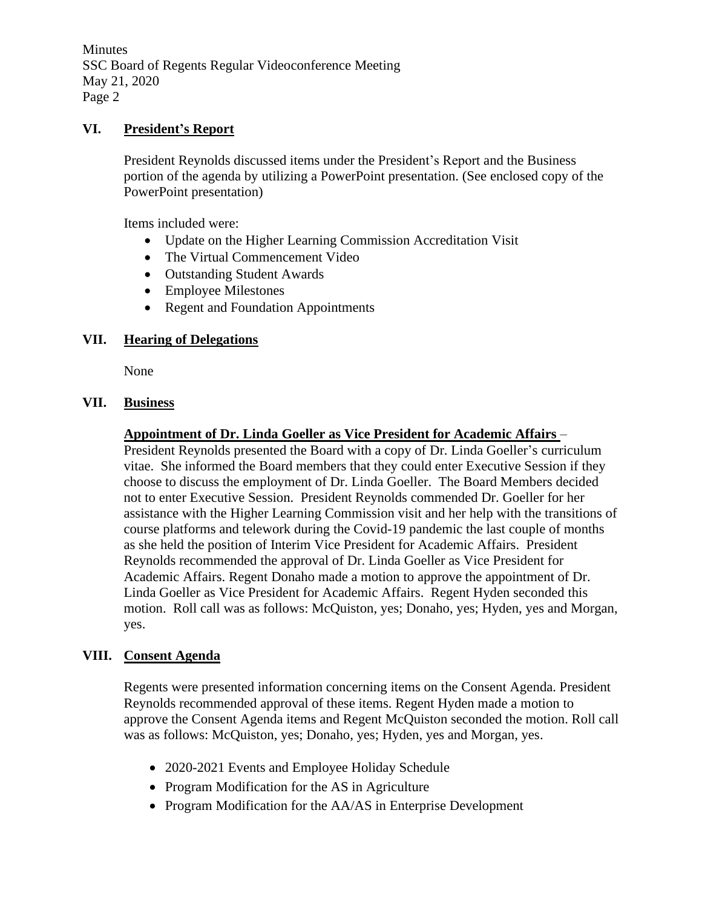## VI. President's Report

President Reynolds discussed items under the President's Report and the Business portion of the agenda by utilizing a PowerPoint presentation. (See enclosed copy of the PowerPoint presentation)

Items included were:

- Update on the Higher Learning Commission Accreditation Visit
- The Virtual Commencement Video
- Outstanding Student Awards
- Employee Milestones
- Regent and Foundation Appointments

## VII. Hearing of Delegations

None

## VII. Business

**Appointment of Dr. Linda Goeller as Vice President for Academic Affairs** – President Reynolds presented the Board with a copy of Dr. Linda Goeller's curriculum vitae. She informed the Board members that they could enter Executive Session if they choose to discuss the employment of Dr. Linda Goeller. The Board Members decided not to enter Executive Session. President Reynolds commended Dr. Goeller for her assistance with the Higher Learning Commission visit and her help with the transitions of course platforms and telework during the Covid-19 pandemic the last couple of months as she held the position of Interim Vice President for Academic Affairs. President Reynolds recommended the approval of Dr. Linda Goeller as Vice President for Academic Affairs. Regent Donaho made a motion to approve the appointment of Dr. Linda Goeller as Vice President for Academic Affairs. Regent Hyden seconded this motion. Roll call was as follows: McQuiston, yes; Donaho, yes; Hyden, yes and Morgan, yes.

## VIII. Consent Agenda

Regents were presented information concerning items on the Consent Agenda. President Reynolds recommended approval of these items. Regent Hyden made a motion to approve the Consent Agenda items and Regent McQuiston seconded the motion. Roll call was as follows: McQuiston, yes; Donaho, yes; Hyden, yes and Morgan, yes.

- 2020-2021 Events and Employee Holiday Schedule
- Program Modification for the AS in Agriculture
- Program Modification for the AA/AS in Enterprise Development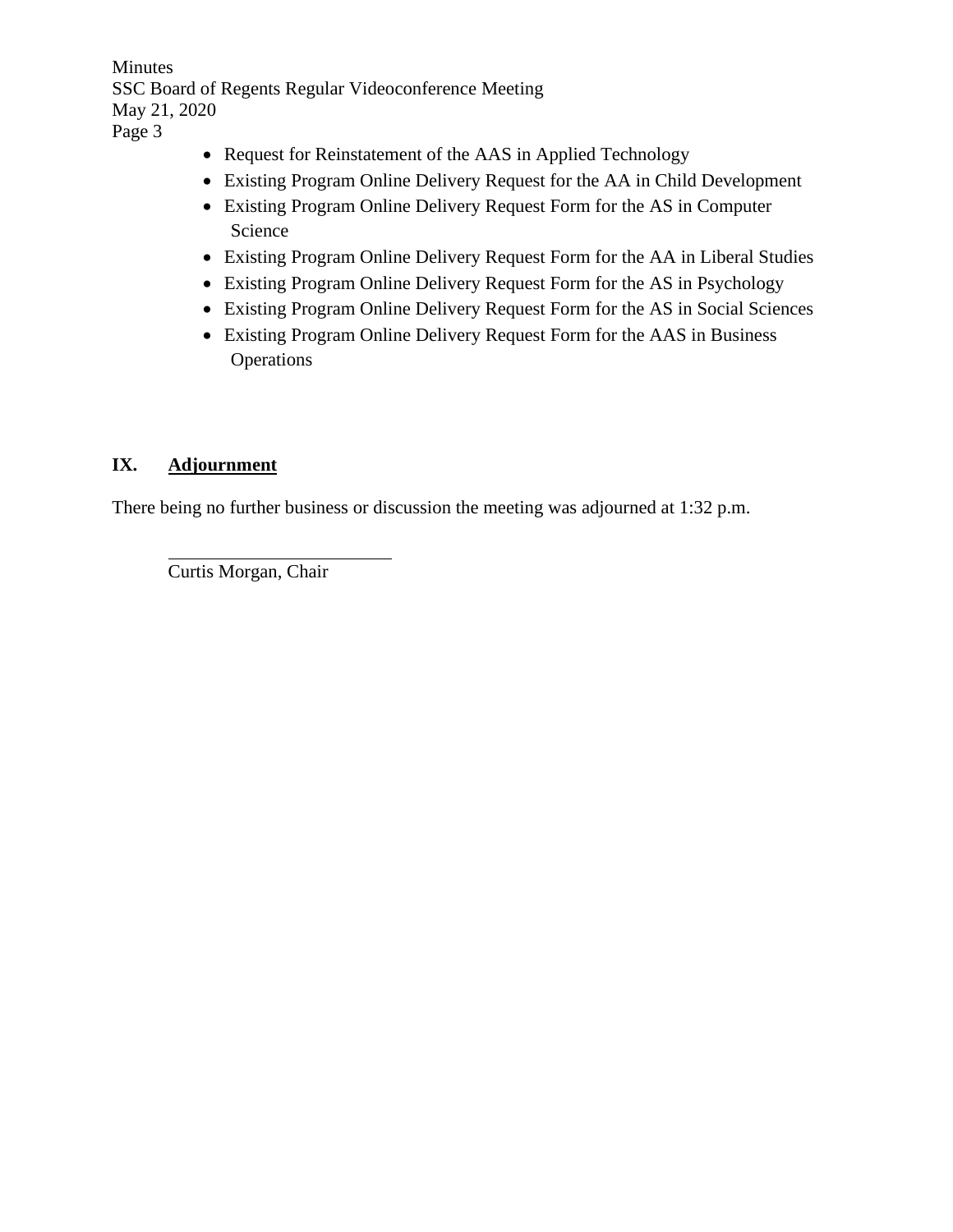- Request for Reinstatement of the AAS in Applied Technology
- Existing Program Online Delivery Request for the AA in Child Development
- Existing Program Online Delivery Request Form for the AS in Computer Science
- Existing Program Online Delivery Request Form for the AA in Liberal Studies
- Existing Program Online Delivery Request Form for the AS in Psychology
- Existing Program Online Delivery Request Form for the AS in Social Sciences
- Existing Program Online Delivery Request Form for the AAS in Business Operations

## IX. <u>Adjournment</u>

There being no further business or discussion the meeting was adjourned at 1:32 p.m.

\_\_\_\_\_\_\_\_\_\_\_\_\_\_\_\_\_\_\_\_\_\_\_\_\_\_

Curtis Morgan, Chair